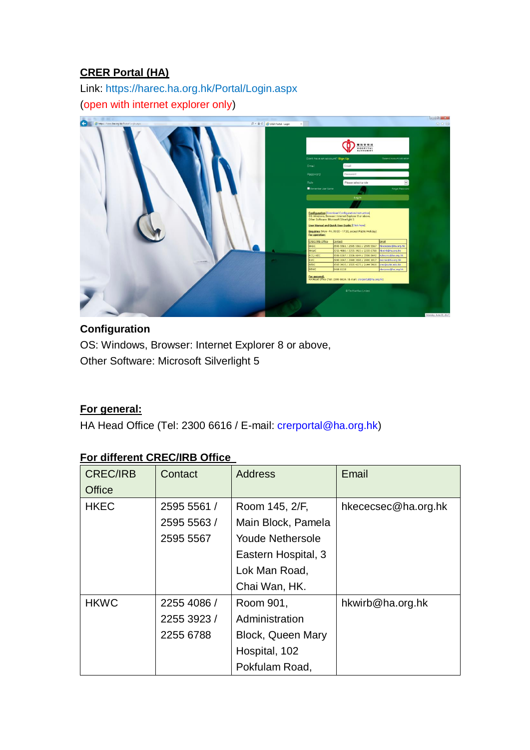**CRER Portal (HA)**

Link: https://harec.ha.org.hk/Portal/Login.aspx

(open with internet explorer only)

**Configuration**

OS: Windows, Browser: Internet Explorer 8 or above,

Other Software: Microsoft Silverlight 5

**For general:**

HA Head Office (Tel: 2300 6616 / E-mail: crerportal@ha.org.hk)

**For different CREC/IRB Office**

| CREC/IRB Office | Contact | Address | Email |
|---|---|---|---|
| HKEC | 2595 5561 / 2595 5563 / 2595 5567 | Room 145, 2/F, Main Block, Pamela Youde Nethersole Eastern Hospital, 3 Lok Man Road, Chai Wan, HK. | hkececsec@ha.org.hk |
| HKWC | 2255 4086 / 2255 3923 / 2255 6788 | Room 901, Administration Block, Queen Mary Hospital, 102 Pokfulam Road, | hkwirb@ha.org.hk |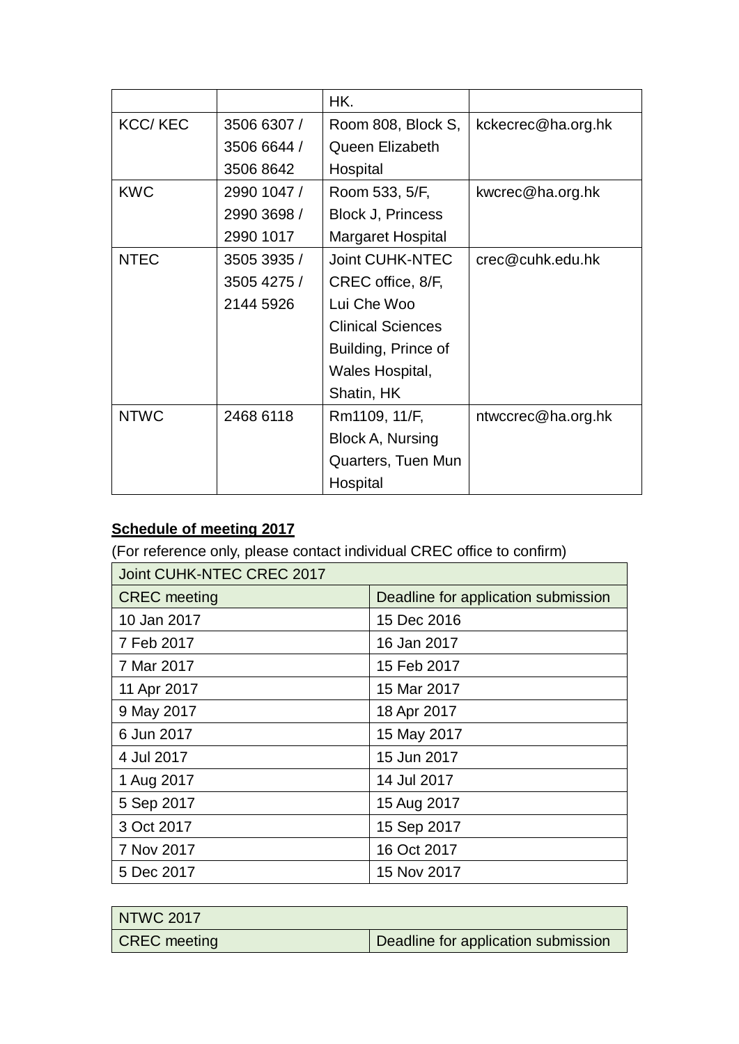| | | HK. | |
|---|---|---|---|
| KCC/ KEC | 3506 6307 / 3506 6644 / 3506 8642 | Room 808, Block S, Queen Elizabeth Hospital | kckecrec@ha.org.hk |
| KWC | 2990 1047 / 2990 3698 / 2990 1017 | Room 533, 5/F, Block J, Princess Margaret Hospital | kwcrec@ha.org.hk |
| NTEC | 3505 3935 / 3505 4275 / 2144 5926 | Joint CUHK-NTEC CREC office, 8/F, Lui Che Woo Clinical Sciences Building, Prince of Wales Hospital, Shatin, HK | crec@cuhk.edu.hk |
| NTWC | 2468 6118 | Rm1109, 11/F, Block A, Nursing Quarters, Tuen Mun Hospital | ntwccrec@ha.org.hk |

**<u>Schedule of meeting 2017</u>**

(For reference only, please contact individual CREC office to confirm)

| Joint CUHK-NTEC CREC 2017 | |
|---|---|
| CREC meeting | Deadline for application submission |
| 10 Jan 2017 | 15 Dec 2016 |
| 7 Feb 2017 | 16 Jan 2017 |
| 7 Mar 2017 | 15 Feb 2017 |
| 11 Apr 2017 | 15 Mar 2017 |
| 9 May 2017 | 18 Apr 2017 |
| 6 Jun 2017 | 15 May 2017 |
| 4 Jul 2017 | 15 Jun 2017 |
| 1 Aug 2017 | 14 Jul 2017 |
| 5 Sep 2017 | 15 Aug 2017 |
| 3 Oct 2017 | 15 Sep 2017 |
| 7 Nov 2017 | 16 Oct 2017 |
| 5 Dec 2017 | 15 Nov 2017 |

| NTWC 2017 | |
|---|---|
| CREC meeting | Deadline for application submission |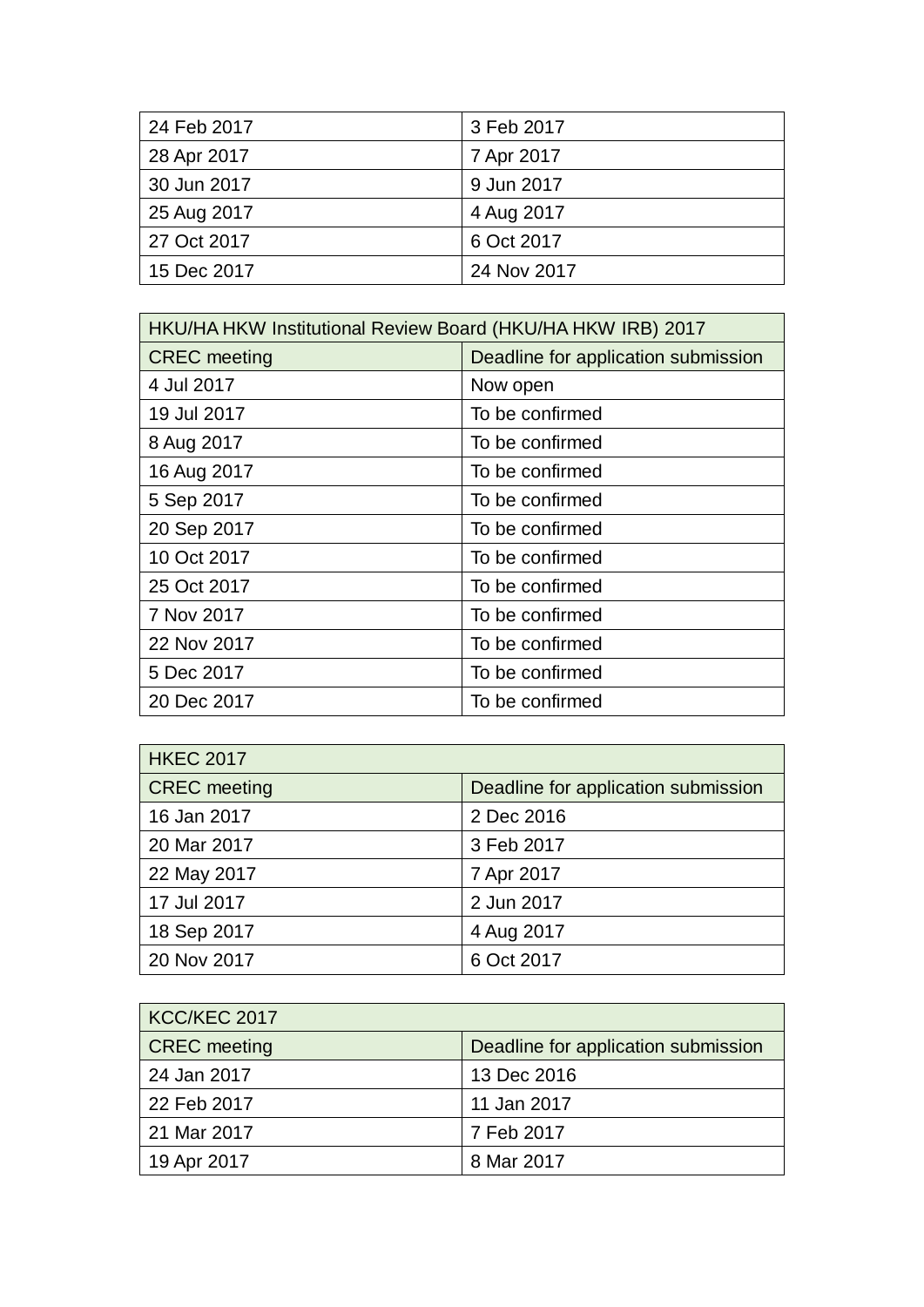| | |
|---|---|
| 24 Feb 2017 | 3 Feb 2017 |
| 28 Apr 2017 | 7 Apr 2017 |
| 30 Jun 2017 | 9 Jun 2017 |
| 25 Aug 2017 | 4 Aug 2017 |
| 27 Oct 2017 | 6 Oct 2017 |
| 15 Dec 2017 | 24 Nov 2017 |

| HKU/HA HKW Institutional Review Board (HKU/HA HKW IRB) 2017 | |
|---|---|
| CREC meeting | Deadline for application submission |
| 4 Jul 2017 | Now open |
| 19 Jul 2017 | To be confirmed |
| 8 Aug 2017 | To be confirmed |
| 16 Aug 2017 | To be confirmed |
| 5 Sep 2017 | To be confirmed |
| 20 Sep 2017 | To be confirmed |
| 10 Oct 2017 | To be confirmed |
| 25 Oct 2017 | To be confirmed |
| 7 Nov 2017 | To be confirmed |
| 22 Nov 2017 | To be confirmed |
| 5 Dec 2017 | To be confirmed |
| 20 Dec 2017 | To be confirmed |

| HKEC 2017 | |
|---|---|
| CREC meeting | Deadline for application submission |
| 16 Jan 2017 | 2 Dec 2016 |
| 20 Mar 2017 | 3 Feb 2017 |
| 22 May 2017 | 7 Apr 2017 |
| 17 Jul 2017 | 2 Jun 2017 |
| 18 Sep 2017 | 4 Aug 2017 |
| 20 Nov 2017 | 6 Oct 2017 |

| KCC/KEC 2017 | |
|---|---|
| CREC meeting | Deadline for application submission |
| 24 Jan 2017 | 13 Dec 2016 |
| 22 Feb 2017 | 11 Jan 2017 |
| 21 Mar 2017 | 7 Feb 2017 |
| 19 Apr 2017 | 8 Mar 2017 |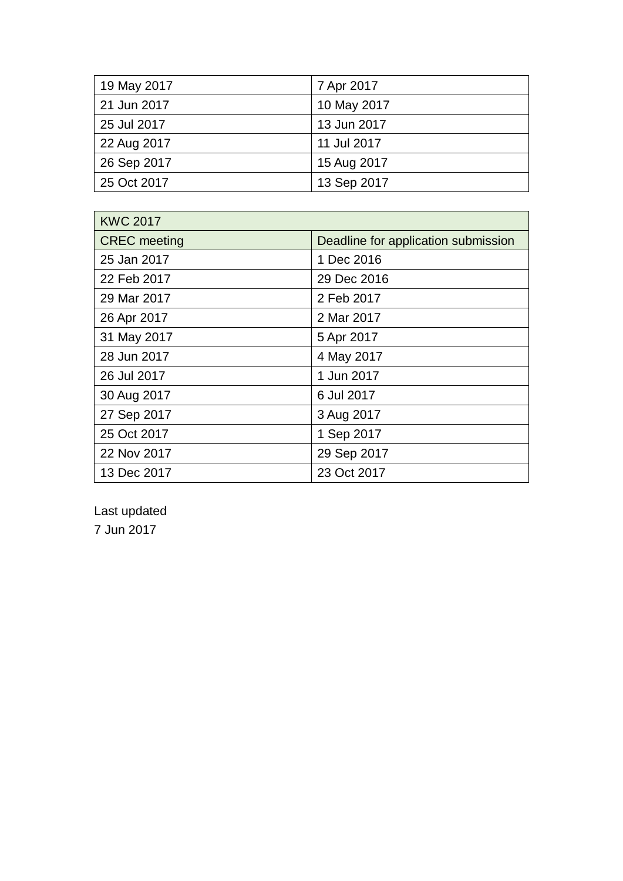| | |
|---|---|
| 19 May 2017 | 7 Apr 2017 |
| 21 Jun 2017 | 10 May 2017 |
| 25 Jul 2017 | 13 Jun 2017 |
| 22 Aug 2017 | 11 Jul 2017 |
| 26 Sep 2017 | 15 Aug 2017 |
| 25 Oct 2017 | 13 Sep 2017 |

| KWC 2017 | |
|---|---|
| CREC meeting | Deadline for application submission |
| 25 Jan 2017 | 1 Dec 2016 |
| 22 Feb 2017 | 29 Dec 2016 |
| 29 Mar 2017 | 2 Feb 2017 |
| 26 Apr 2017 | 2 Mar 2017 |
| 31 May 2017 | 5 Apr 2017 |
| 28 Jun 2017 | 4 May 2017 |
| 26 Jul 2017 | 1 Jun 2017 |
| 30 Aug 2017 | 6 Jul 2017 |
| 27 Sep 2017 | 3 Aug 2017 |
| 25 Oct 2017 | 1 Sep 2017 |
| 22 Nov 2017 | 29 Sep 2017 |
| 13 Dec 2017 | 23 Oct 2017 |

Last updated
7 Jun 2017